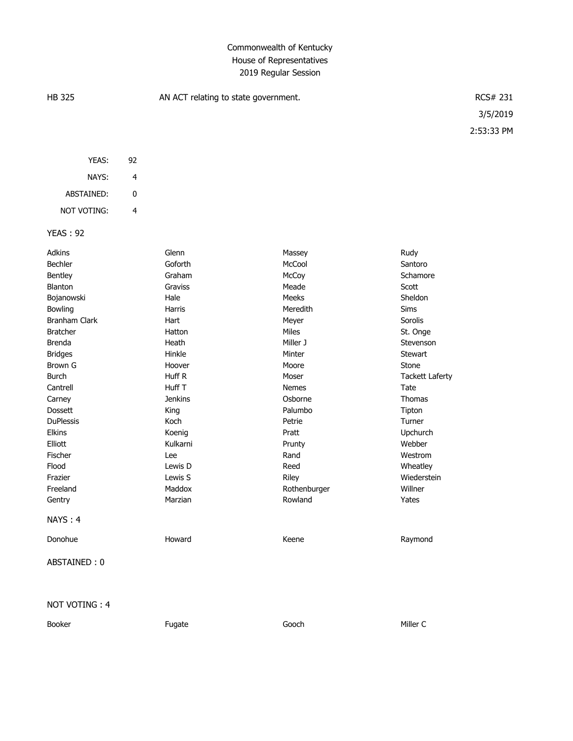Commonwealth of Kentucky
House of Representatives
2019 Regular Session

HB 325 — AN ACT relating to state government. — RCS# 231

3/5/2019

2:53:33 PM

| | |
|---|---|
| YEAS: | 92 |
| NAYS: | 4 |
| ABSTAINED: | 0 |
| NOT VOTING: | 4 |

YEAS : 92

| | | | |
|---|---|---|---|
| Adkins | Glenn | Massey | Rudy |
| Bechler | Goforth | McCool | Santoro |
| Bentley | Graham | McCoy | Schamore |
| Blanton | Graviss | Meade | Scott |
| Bojanowski | Hale | Meeks | Sheldon |
| Bowling | Harris | Meredith | Sims |
| Branham Clark | Hart | Meyer | Sorolis |
| Bratcher | Hatton | Miles | St. Onge |
| Brenda | Heath | Miller J | Stevenson |
| Bridges | Hinkle | Minter | Stewart |
| Brown G | Hoover | Moore | Stone |
| Burch | Huff R | Moser | Tackett Laferty |
| Cantrell | Huff T | Nemes | Tate |
| Carney | Jenkins | Osborne | Thomas |
| Dossett | King | Palumbo | Tipton |
| DuPlessis | Koch | Petrie | Turner |
| Elkins | Koenig | Pratt | Upchurch |
| Elliott | Kulkarni | Prunty | Webber |
| Fischer | Lee | Rand | Westrom |
| Flood | Lewis D | Reed | Wheatley |
| Frazier | Lewis S | Riley | Wiederstein |
| Freeland | Maddox | Rothenburger | Willner |
| Gentry | Marzian | Rowland | Yates |

NAYS : 4

| | | | |
|---|---|---|---|
| Donohue | Howard | Keene | Raymond |

ABSTAINED : 0

NOT VOTING : 4

| | | | |
|---|---|---|---|
| Booker | Fugate | Gooch | Miller C |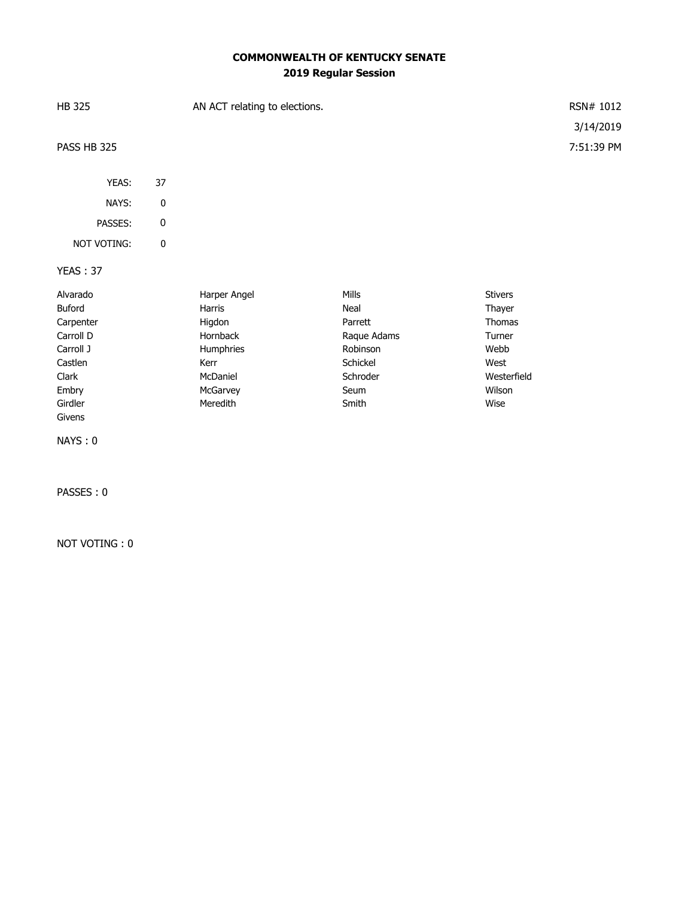**COMMONWEALTH OF KENTUCKY SENATE**
**2019 Regular Session**

HB 325 AN ACT relating to elections. RSN# 1012

3/14/2019

PASS HB 325 7:51:39 PM

| | |
|---|---|
| YEAS: | 37 |
| NAYS: | 0 |
| PASSES: | 0 |
| NOT VOTING: | 0 |

YEAS : 37

| | | | |
|---|---|---|---|
| Alvarado | Harper Angel | Mills | Stivers |
| Buford | Harris | Neal | Thayer |
| Carpenter | Higdon | Parrett | Thomas |
| Carroll D | Hornback | Raque Adams | Turner |
| Carroll J | Humphries | Robinson | Webb |
| Castlen | Kerr | Schickel | West |
| Clark | McDaniel | Schroder | Westerfield |
| Embry | McGarvey | Seum | Wilson |
| Girdler | Meredith | Smith | Wise |
| Givens | | | |

NAYS : 0

PASSES : 0

NOT VOTING : 0